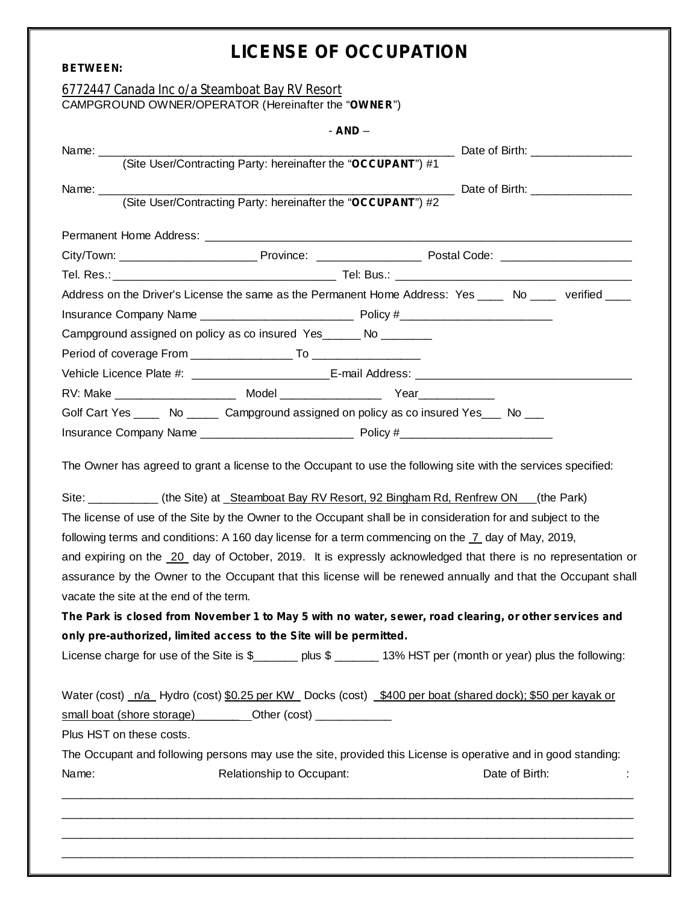# LICENSE OF OCCUPATION

**BETWEEN:**

6772447 Canada Inc o/a Steamboat Bay RV Resort
CAMPGROUND OWNER/OPERATOR (Hereinafter the "**OWNER**")

- **AND** –

Name: ________________________________________________ Date of Birth: _______________
(Site User/Contracting Party: hereinafter the "**OCCUPANT**") #1

Name: ________________________________________________ Date of Birth: _______________
(Site User/Contracting Party: hereinafter the "**OCCUPANT**") #2

Permanent Home Address: ____________________________________________________________

City/Town: ____________________ Province: ________________ Postal Code: ____________________

Tel. Res.: __________________________________ Tel: Bus.: ____________________________________

Address on the Driver's License the same as the Permanent Home Address: Yes ____ No ____ verified ____

Insurance Company Name ______________________ Policy #______________________

Campground assigned on policy as co insured Yes______ No ________

Period of coverage From _______________ To ________________

Vehicle Licence Plate #: ____________________E-mail Address: ________________________________

RV: Make ___________________ Model ________________ Year____________

Golf Cart Yes ____ No _____ Campground assigned on policy as co insured Yes___ No ___

Insurance Company Name ______________________ Policy #______________________

The Owner has agreed to grant a license to the Occupant to use the following site with the services specified:

Site: ___________ (the Site) at _Steamboat Bay RV Resort, 92 Bingham Rd, Renfrew ON___(the Park)
The license of use of the Site by the Owner to the Occupant shall be in consideration for and subject to the following terms and conditions: A 160 day license for a term commencing on the _7_ day of May, 2019, and expiring on the _20_ day of October, 2019. It is expressly acknowledged that there is no representation or assurance by the Owner to the Occupant that this license will be renewed annually and that the Occupant shall vacate the site at the end of the term.

**The Park is closed from November 1 to May 5 with no water, sewer, road clearing, or other services and only pre-authorized, limited access to the Site will be permitted.**

License charge for use of the Site is $_______ plus $ _______ 13% HST per (month or year) plus the following:

Water (cost) _n/a_ Hydro (cost) $0.25 per KW_ Docks (cost) _$400 per boat (shared dock); $50 per kayak or small boat (shore storage)________Other (cost) ____________

Plus HST on these costs.

The Occupant and following persons may use the site, provided this License is operative and in good standing:

| Name: | Relationship to Occupant: | Date of Birth: |
|---|---|---|
| | | |
| | | |
| | | |
| | | |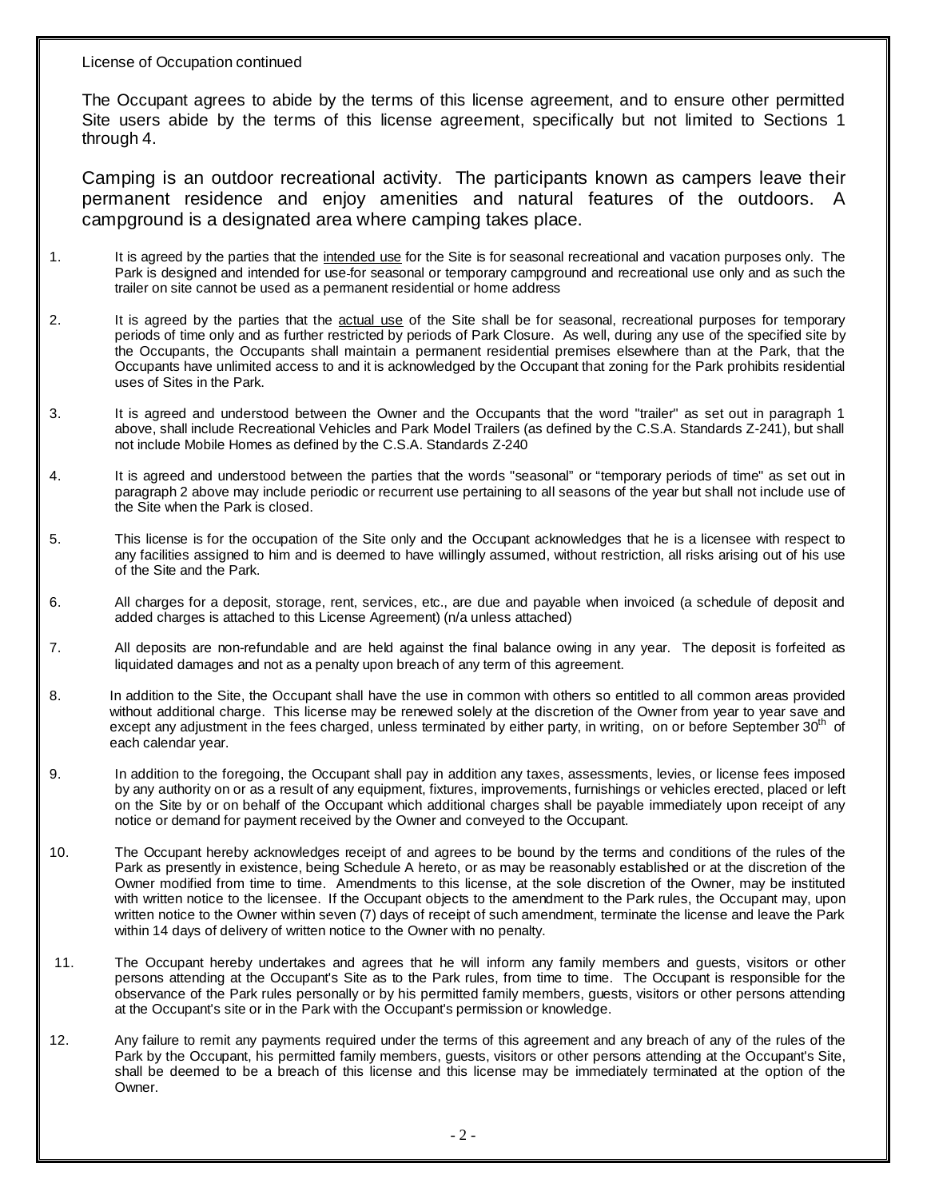License of Occupation continued

The Occupant agrees to abide by the terms of this license agreement, and to ensure other permitted Site users abide by the terms of this license agreement, specifically but not limited to Sections 1 through 4.

Camping is an outdoor recreational activity. The participants known as campers leave their permanent residence and enjoy amenities and natural features of the outdoors. A campground is a designated area where camping takes place.

1. It is agreed by the parties that the intended use for the Site is for seasonal recreational and vacation purposes only. The Park is designed and intended for use for seasonal or temporary campground and recreational use only and as such the trailer on site cannot be used as a permanent residential or home address

2. It is agreed by the parties that the actual use of the Site shall be for seasonal, recreational purposes for temporary periods of time only and as further restricted by periods of Park Closure. As well, during any use of the specified site by the Occupants, the Occupants shall maintain a permanent residential premises elsewhere than at the Park, that the Occupants have unlimited access to and it is acknowledged by the Occupant that zoning for the Park prohibits residential uses of Sites in the Park.

3. It is agreed and understood between the Owner and the Occupants that the word "trailer" as set out in paragraph 1 above, shall include Recreational Vehicles and Park Model Trailers (as defined by the C.S.A. Standards Z-241), but shall not include Mobile Homes as defined by the C.S.A. Standards Z-240

4. It is agreed and understood between the parties that the words "seasonal" or "temporary periods of time" as set out in paragraph 2 above may include periodic or recurrent use pertaining to all seasons of the year but shall not include use of the Site when the Park is closed.

5. This license is for the occupation of the Site only and the Occupant acknowledges that he is a licensee with respect to any facilities assigned to him and is deemed to have willingly assumed, without restriction, all risks arising out of his use of the Site and the Park.

6. All charges for a deposit, storage, rent, services, etc., are due and payable when invoiced (a schedule of deposit and added charges is attached to this License Agreement) (n/a unless attached)

7. All deposits are non-refundable and are held against the final balance owing in any year. The deposit is forfeited as liquidated damages and not as a penalty upon breach of any term of this agreement.

8. In addition to the Site, the Occupant shall have the use in common with others so entitled to all common areas provided without additional charge. This license may be renewed solely at the discretion of the Owner from year to year save and except any adjustment in the fees charged, unless terminated by either party, in writing, on or before September 30th of each calendar year.

9. In addition to the foregoing, the Occupant shall pay in addition any taxes, assessments, levies, or license fees imposed by any authority on or as a result of any equipment, fixtures, improvements, furnishings or vehicles erected, placed or left on the Site by or on behalf of the Occupant which additional charges shall be payable immediately upon receipt of any notice or demand for payment received by the Owner and conveyed to the Occupant.

10. The Occupant hereby acknowledges receipt of and agrees to be bound by the terms and conditions of the rules of the Park as presently in existence, being Schedule A hereto, or as may be reasonably established or at the discretion of the Owner modified from time to time. Amendments to this license, at the sole discretion of the Owner, may be instituted with written notice to the licensee. If the Occupant objects to the amendment to the Park rules, the Occupant may, upon written notice to the Owner within seven (7) days of receipt of such amendment, terminate the license and leave the Park within 14 days of delivery of written notice to the Owner with no penalty.

11. The Occupant hereby undertakes and agrees that he will inform any family members and guests, visitors or other persons attending at the Occupant's Site as to the Park rules, from time to time. The Occupant is responsible for the observance of the Park rules personally or by his permitted family members, guests, visitors or other persons attending at the Occupant's site or in the Park with the Occupant's permission or knowledge.

12. Any failure to remit any payments required under the terms of this agreement and any breach of any of the rules of the Park by the Occupant, his permitted family members, guests, visitors or other persons attending at the Occupant's Site, shall be deemed to be a breach of this license and this license may be immediately terminated at the option of the Owner.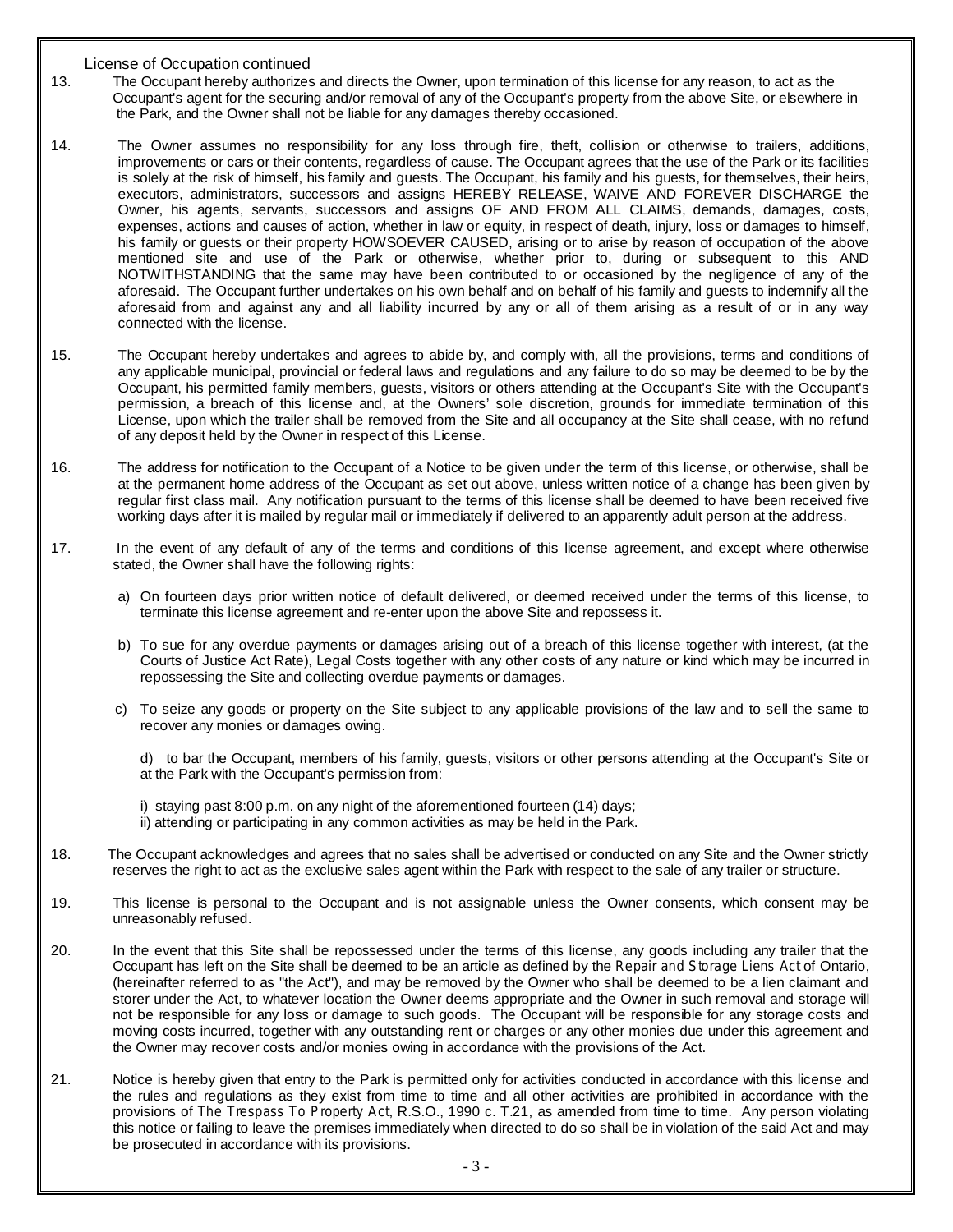License of Occupation continued

13. The Occupant hereby authorizes and directs the Owner, upon termination of this license for any reason, to act as the Occupant's agent for the securing and/or removal of any of the Occupant's property from the above Site, or elsewhere in the Park, and the Owner shall not be liable for any damages thereby occasioned.

14. The Owner assumes no responsibility for any loss through fire, theft, collision or otherwise to trailers, additions, improvements or cars or their contents, regardless of cause. The Occupant agrees that the use of the Park or its facilities is solely at the risk of himself, his family and guests. The Occupant, his family and his guests, for themselves, their heirs, executors, administrators, successors and assigns HEREBY RELEASE, WAIVE AND FOREVER DISCHARGE the Owner, his agents, servants, successors and assigns OF AND FROM ALL CLAIMS, demands, damages, costs, expenses, actions and causes of action, whether in law or equity, in respect of death, injury, loss or damages to himself, his family or guests or their property HOWSOEVER CAUSED, arising or to arise by reason of occupation of the above mentioned site and use of the Park or otherwise, whether prior to, during or subsequent to this AND NOTWITHSTANDING that the same may have been contributed to or occasioned by the negligence of any of the aforesaid. The Occupant further undertakes on his own behalf and on behalf of his family and guests to indemnify all the aforesaid from and against any and all liability incurred by any or all of them arising as a result of or in any way connected with the license.

15. The Occupant hereby undertakes and agrees to abide by, and comply with, all the provisions, terms and conditions of any applicable municipal, provincial or federal laws and regulations and any failure to do so may be deemed to be by the Occupant, his permitted family members, guests, visitors or others attending at the Occupant's Site with the Occupant's permission, a breach of this license and, at the Owners' sole discretion, grounds for immediate termination of this License, upon which the trailer shall be removed from the Site and all occupancy at the Site shall cease, with no refund of any deposit held by the Owner in respect of this License.

16. The address for notification to the Occupant of a Notice to be given under the term of this license, or otherwise, shall be at the permanent home address of the Occupant as set out above, unless written notice of a change has been given by regular first class mail. Any notification pursuant to the terms of this license shall be deemed to have been received five working days after it is mailed by regular mail or immediately if delivered to an apparently adult person at the address.

17. In the event of any default of any of the terms and conditions of this license agreement, and except where otherwise stated, the Owner shall have the following rights:

 a) On fourteen days prior written notice of default delivered, or deemed received under the terms of this license, to terminate this license agreement and re-enter upon the above Site and repossess it.

 b) To sue for any overdue payments or damages arising out of a breach of this license together with interest, (at the Courts of Justice Act Rate), Legal Costs together with any other costs of any nature or kind which may be incurred in repossessing the Site and collecting overdue payments or damages.

 c) To seize any goods or property on the Site subject to any applicable provisions of the law and to sell the same to recover any monies or damages owing.

 d) to bar the Occupant, members of his family, guests, visitors or other persons attending at the Occupant's Site or at the Park with the Occupant's permission from:

 i) staying past 8:00 p.m. on any night of the aforementioned fourteen (14) days;
 ii) attending or participating in any common activities as may be held in the Park.

18. The Occupant acknowledges and agrees that no sales shall be advertised or conducted on any Site and the Owner strictly reserves the right to act as the exclusive sales agent within the Park with respect to the sale of any trailer or structure.

19. This license is personal to the Occupant and is not assignable unless the Owner consents, which consent may be unreasonably refused.

20. In the event that this Site shall be repossessed under the terms of this license, any goods including any trailer that the Occupant has left on the Site shall be deemed to be an article as defined by the *Repair and Storage Liens Act* of Ontario, (hereinafter referred to as "the Act"), and may be removed by the Owner who shall be deemed to be a lien claimant and storer under the Act, to whatever location the Owner deems appropriate and the Owner in such removal and storage will not be responsible for any loss or damage to such goods. The Occupant will be responsible for any storage costs and moving costs incurred, together with any outstanding rent or charges or any other monies due under this agreement and the Owner may recover costs and/or monies owing in accordance with the provisions of the Act.

21. Notice is hereby given that entry to the Park is permitted only for activities conducted in accordance with this license and the rules and regulations as they exist from time to time and all other activities are prohibited in accordance with the provisions of *The Trespass To Property Act*, R.S.O., 1990 c. T.21, as amended from time to time. Any person violating this notice or failing to leave the premises immediately when directed to do so shall be in violation of the said Act and may be prosecuted in accordance with its provisions.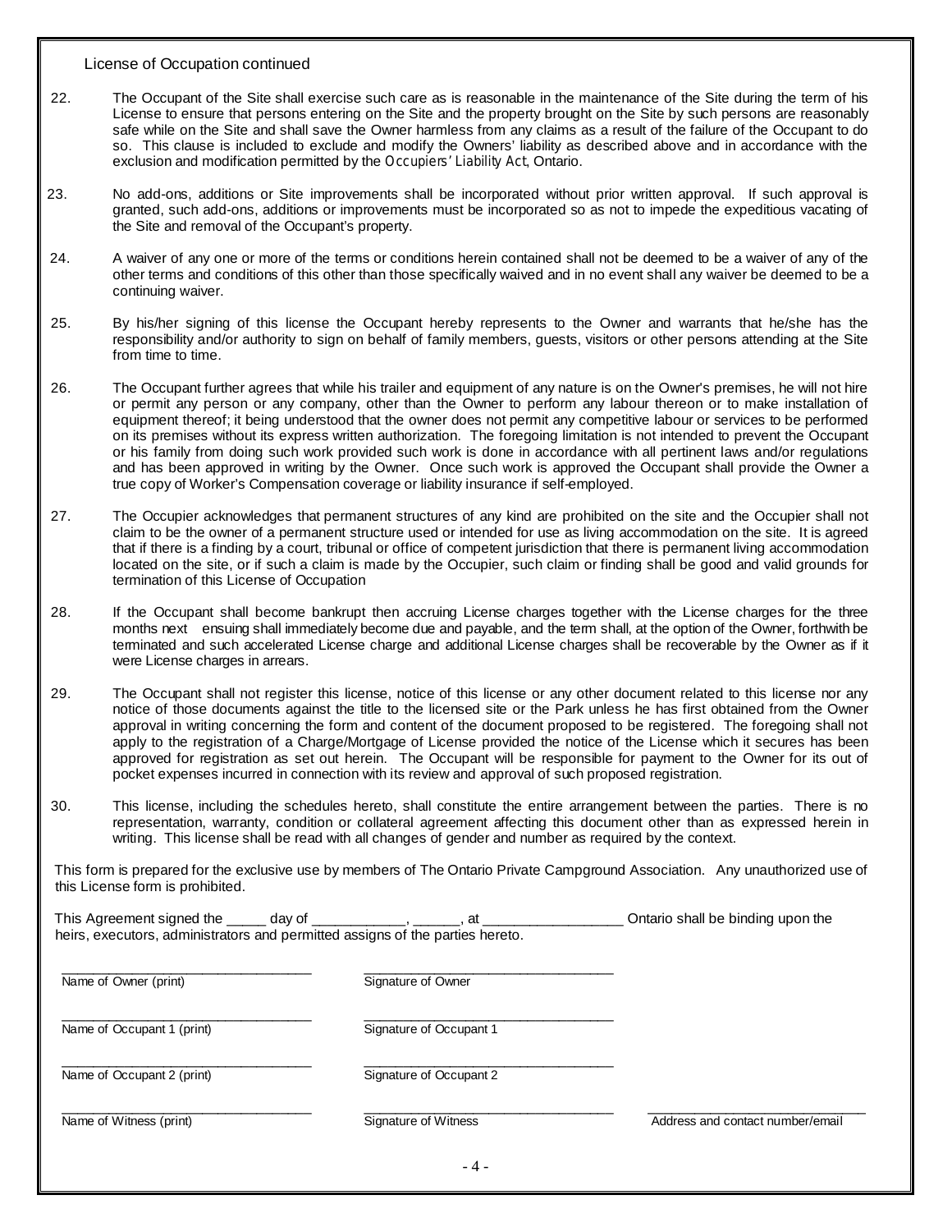License of Occupation continued

22. The Occupant of the Site shall exercise such care as is reasonable in the maintenance of the Site during the term of his License to ensure that persons entering on the Site and the property brought on the Site by such persons are reasonably safe while on the Site and shall save the Owner harmless from any claims as a result of the failure of the Occupant to do so. This clause is included to exclude and modify the Owners' liability as described above and in accordance with the exclusion and modification permitted by the *Occupiers' Liability Act*, Ontario.

23. No add-ons, additions or Site improvements shall be incorporated without prior written approval. If such approval is granted, such add-ons, additions or improvements must be incorporated so as not to impede the expeditious vacating of the Site and removal of the Occupant's property.

24. A waiver of any one or more of the terms or conditions herein contained shall not be deemed to be a waiver of any of the other terms and conditions of this other than those specifically waived and in no event shall any waiver be deemed to be a continuing waiver.

25. By his/her signing of this license the Occupant hereby represents to the Owner and warrants that he/she has the responsibility and/or authority to sign on behalf of family members, guests, visitors or other persons attending at the Site from time to time.

26. The Occupant further agrees that while his trailer and equipment of any nature is on the Owner's premises, he will not hire or permit any person or any company, other than the Owner to perform any labour thereon or to make installation of equipment thereof; it being understood that the owner does not permit any competitive labour or services to be performed on its premises without its express written authorization. The foregoing limitation is not intended to prevent the Occupant or his family from doing such work provided such work is done in accordance with all pertinent laws and/or regulations and has been approved in writing by the Owner. Once such work is approved the Occupant shall provide the Owner a true copy of Worker's Compensation coverage or liability insurance if self-employed.

27. The Occupier acknowledges that permanent structures of any kind are prohibited on the site and the Occupier shall not claim to be the owner of a permanent structure used or intended for use as living accommodation on the site. It is agreed that if there is a finding by a court, tribunal or office of competent jurisdiction that there is permanent living accommodation located on the site, or if such a claim is made by the Occupier, such claim or finding shall be good and valid grounds for termination of this License of Occupation

28. If the Occupant shall become bankrupt then accruing License charges together with the License charges for the three months next ensuing shall immediately become due and payable, and the term shall, at the option of the Owner, forthwith be terminated and such accelerated License charge and additional License charges shall be recoverable by the Owner as if it were License charges in arrears.

29. The Occupant shall not register this license, notice of this license or any other document related to this license nor any notice of those documents against the title to the licensed site or the Park unless he has first obtained from the Owner approval in writing concerning the form and content of the document proposed to be registered. The foregoing shall not apply to the registration of a Charge/Mortgage of License provided the notice of the License which it secures has been approved for registration as set out herein. The Occupant will be responsible for payment to the Owner for its out of pocket expenses incurred in connection with its review and approval of such proposed registration.

30. This license, including the schedules hereto, shall constitute the entire arrangement between the parties. There is no representation, warranty, condition or collateral agreement affecting this document other than as expressed herein in writing. This license shall be read with all changes of gender and number as required by the context.

This form is prepared for the exclusive use by members of The Ontario Private Campground Association. Any unauthorized use of this License form is prohibited.

This Agreement signed the _____ day of ____________, ______, at __________________ Ontario shall be binding upon the heirs, executors, administrators and permitted assigns of the parties hereto.

| | | |
|---|---|---|
| ______________________ Name of Owner (print) | ______________________ Signature of Owner | |
| ______________________ Name of Occupant 1 (print) | ______________________ Signature of Occupant 1 | |
| ______________________ Name of Occupant 2 (print) | ______________________ Signature of Occupant 2 | |
| ______________________ Name of Witness (print) | ______________________ Signature of Witness | ______________________ Address and contact number/email |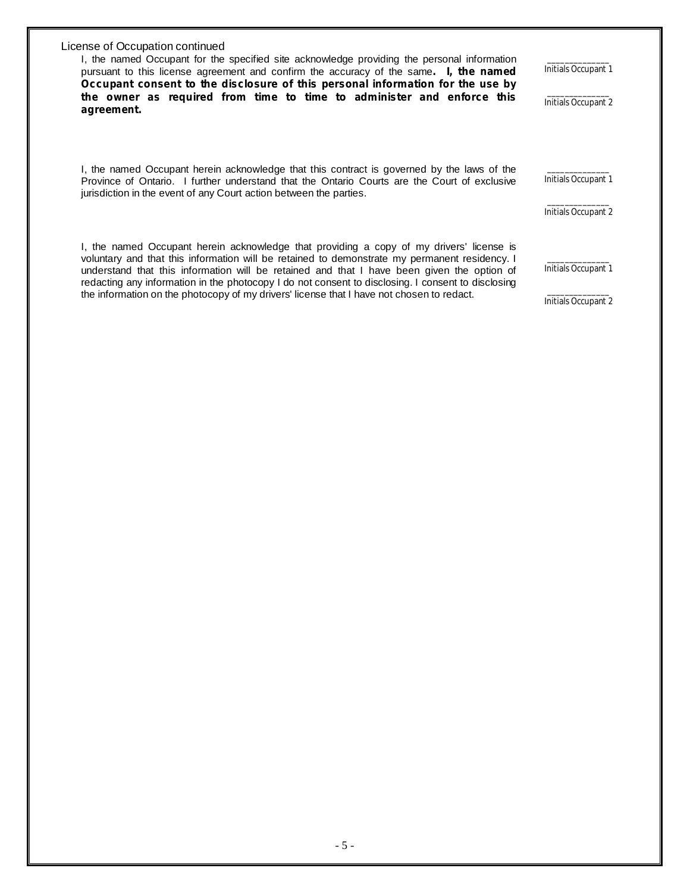License of Occupation continued

I, the named Occupant for the specified site acknowledge providing the personal information pursuant to this license agreement and confirm the accuracy of the same**. I, the named Occupant consent to the disclosure of this personal information for the use by the owner as required from time to time to administer and enforce this agreement.**

_____________ Initials Occupant 1

_____________ Initials Occupant 2

I, the named Occupant herein acknowledge that this contract is governed by the laws of the Province of Ontario. I further understand that the Ontario Courts are the Court of exclusive jurisdiction in the event of any Court action between the parties.

_____________ Initials Occupant 1

_____________ Initials Occupant 2

I, the named Occupant herein acknowledge that providing a copy of my drivers' license is voluntary and that this information will be retained to demonstrate my permanent residency. I understand that this information will be retained and that I have been given the option of redacting any information in the photocopy I do not consent to disclosing. I consent to disclosing the information on the photocopy of my drivers' license that I have not chosen to redact.

_____________ Initials Occupant 1

_____________ Initials Occupant 2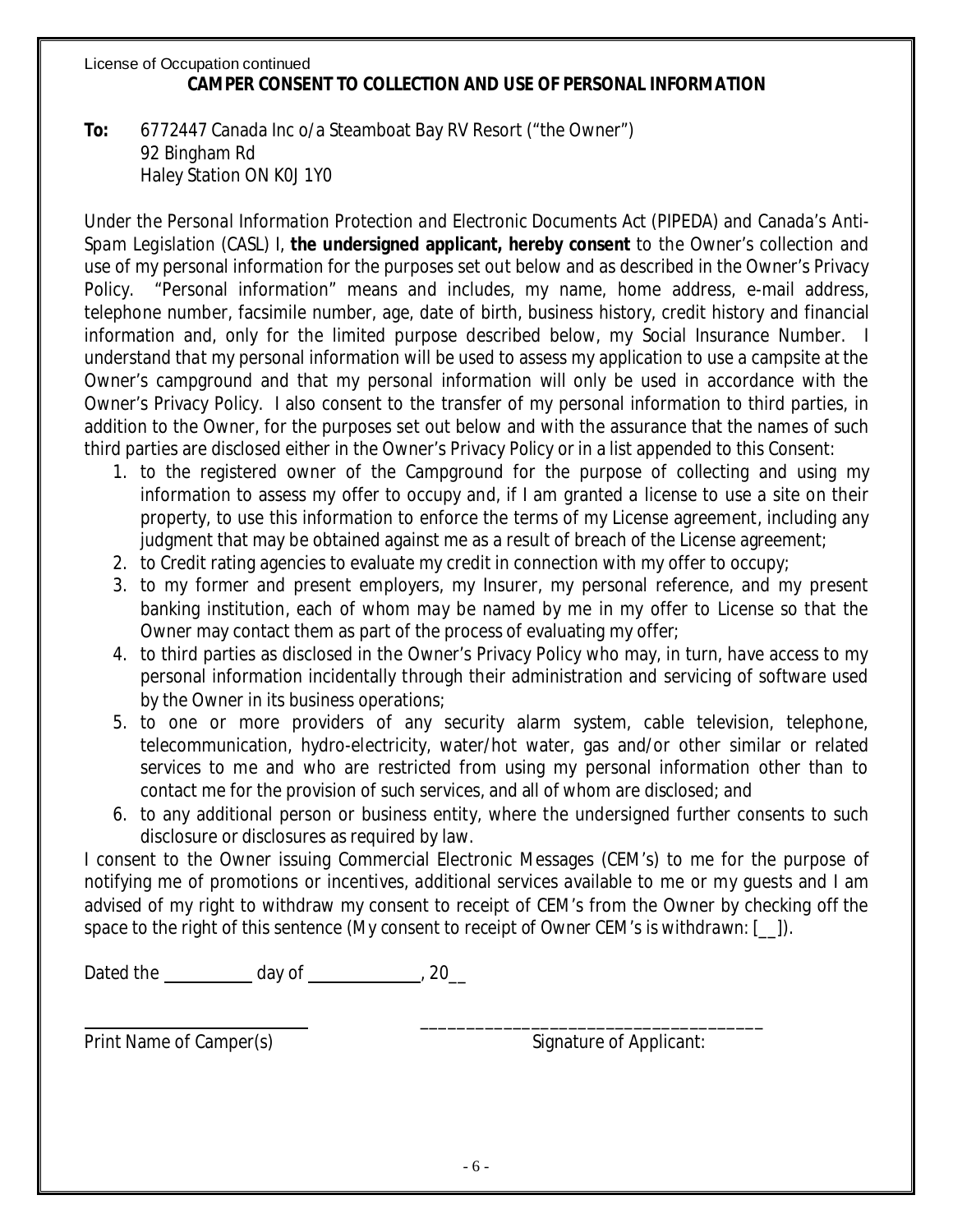License of Occupation continued

## CAMPER CONSENT TO COLLECTION AND USE OF PERSONAL INFORMATION

**To:** 6772447 Canada Inc o/a Steamboat Bay RV Resort ("the Owner")
92 Bingham Rd
Haley Station ON K0J 1Y0

Under the *Personal Information Protection and Electronic Documents Act* (PIPEDA) and *Canada's Anti-Spam Legislation* (CASL) I, **the undersigned applicant, hereby consent** to the Owner's collection and use of my personal information for the purposes set out below and as described in the Owner's Privacy Policy. "Personal information" means and includes, my name, home address, e-mail address, telephone number, facsimile number, age, date of birth, business history, credit history and financial information and, only for the limited purpose described below, my Social Insurance Number. I understand that my personal information will be used to assess my application to use a campsite at the Owner's campground and that my personal information will only be used in accordance with the Owner's Privacy Policy. I also consent to the transfer of my personal information to third parties, in addition to the Owner, for the purposes set out below and with the assurance that the names of such third parties are disclosed either in the Owner's Privacy Policy or in a list appended to this Consent:

1. to the registered owner of the Campground for the purpose of collecting and using my information to assess my offer to occupy and, if I am granted a license to use a site on their property, to use this information to enforce the terms of my License agreement, including any judgment that may be obtained against me as a result of breach of the License agreement;
2. to Credit rating agencies to evaluate my credit in connection with my offer to occupy;
3. to my former and present employers, my Insurer, my personal reference, and my present banking institution, each of whom may be named by me in my offer to License so that the Owner may contact them as part of the process of evaluating my offer;
4. to third parties as disclosed in the Owner's Privacy Policy who may, in turn, have access to my personal information incidentally through their administration and servicing of software used by the Owner in its business operations;
5. to one or more providers of any security alarm system, cable television, telephone, telecommunication, hydro-electricity, water/hot water, gas and/or other similar or related services to me and who are restricted from using my personal information other than to contact me for the provision of such services, and all of whom are disclosed; and
6. to any additional person or business entity, where the undersigned further consents to such disclosure or disclosures as required by law.

I consent to the Owner issuing Commercial Electronic Messages (CEM's) to me for the purpose of notifying me of promotions or incentives, additional services available to me or my guests and I am advised of my right to withdraw my consent to receipt of CEM's from the Owner by checking off the space to the right of this sentence (*My consent to receipt of Owner CEM's is withdrawn:* [__]).

Dated the __________ day of ____________, 20__

_________________________ &nbsp;&nbsp;&nbsp;&nbsp;&nbsp;&nbsp;&nbsp;&nbsp; _____________________________________

Print Name of Camper(s) &nbsp;&nbsp;&nbsp;&nbsp;&nbsp;&nbsp;&nbsp;&nbsp; Signature of Applicant: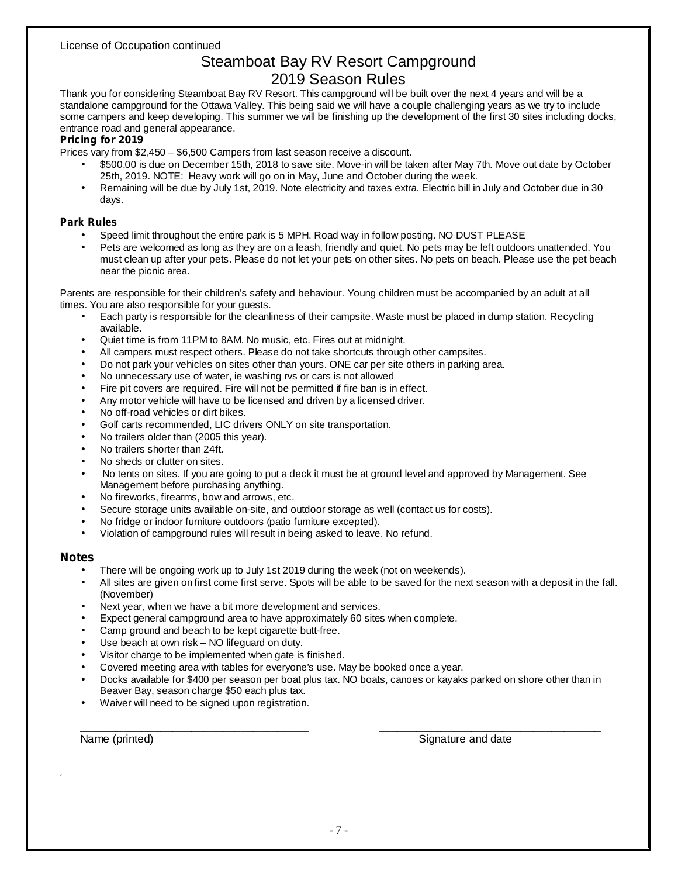License of Occupation continued

# Steamboat Bay RV Resort Campground
## 2019 Season Rules

Thank you for considering Steamboat Bay RV Resort. This campground will be built over the next 4 years and will be a standalone campground for the Ottawa Valley. This being said we will have a couple challenging years as we try to include some campers and keep developing. This summer we will be finishing up the development of the first 30 sites including docks, entrance road and general appearance.

**Pricing for 2019**

Prices vary from $2,450 – $6,500 Campers from last season receive a discount.

- $500.00 is due on December 15th, 2018 to save site. Move-in will be taken after May 7th. Move out date by October 25th, 2019. NOTE: Heavy work will go on in May, June and October during the week.
- Remaining will be due by July 1st, 2019. Note electricity and taxes extra. Electric bill in July and October due in 30 days.

**Park Rules**

- Speed limit throughout the entire park is 5 MPH. Road way in follow posting. NO DUST PLEASE
- Pets are welcomed as long as they are on a leash, friendly and quiet. No pets may be left outdoors unattended. You must clean up after your pets. Please do not let your pets on other sites. No pets on beach. Please use the pet beach near the picnic area.

Parents are responsible for their children's safety and behaviour. Young children must be accompanied by an adult at all times. You are also responsible for your guests.

- Each party is responsible for the cleanliness of their campsite. Waste must be placed in dump station. Recycling available.
- Quiet time is from 11PM to 8AM. No music, etc. Fires out at midnight.
- All campers must respect others. Please do not take shortcuts through other campsites.
- Do not park your vehicles on sites other than yours. ONE car per site others in parking area.
- No unnecessary use of water, ie washing rvs or cars is not allowed
- Fire pit covers are required. Fire will not be permitted if fire ban is in effect.
- Any motor vehicle will have to be licensed and driven by a licensed driver.
- No off-road vehicles or dirt bikes.
- Golf carts recommended, LIC drivers ONLY on site transportation.
- No trailers older than (2005 this year).
- No trailers shorter than 24ft.
- No sheds or clutter on sites.
- No tents on sites. If you are going to put a deck it must be at ground level and approved by Management. See Management before purchasing anything.
- No fireworks, firearms, bow and arrows, etc.
- Secure storage units available on-site, and outdoor storage as well (contact us for costs).
- No fridge or indoor furniture outdoors (patio furniture excepted).
- Violation of campground rules will result in being asked to leave. No refund.

**Notes**

- There will be ongoing work up to July 1st 2019 during the week (not on weekends).
- All sites are given on first come first serve. Spots will be able to be saved for the next season with a deposit in the fall. (November)
- Next year, when we have a bit more development and services.
- Expect general campground area to have approximately 60 sites when complete.
- Camp ground and beach to be kept cigarette butt-free.
- Use beach at own risk – NO lifeguard on duty.
- Visitor charge to be implemented when gate is finished.
- Covered meeting area with tables for everyone's use. May be booked once a year.
- Docks available for $400 per season per boat plus tax. NO boats, canoes or kayaks parked on shore other than in Beaver Bay, season charge $50 each plus tax.
- Waiver will need to be signed upon registration.

_______________________________________ _______________________________________

Name (printed) Signature and date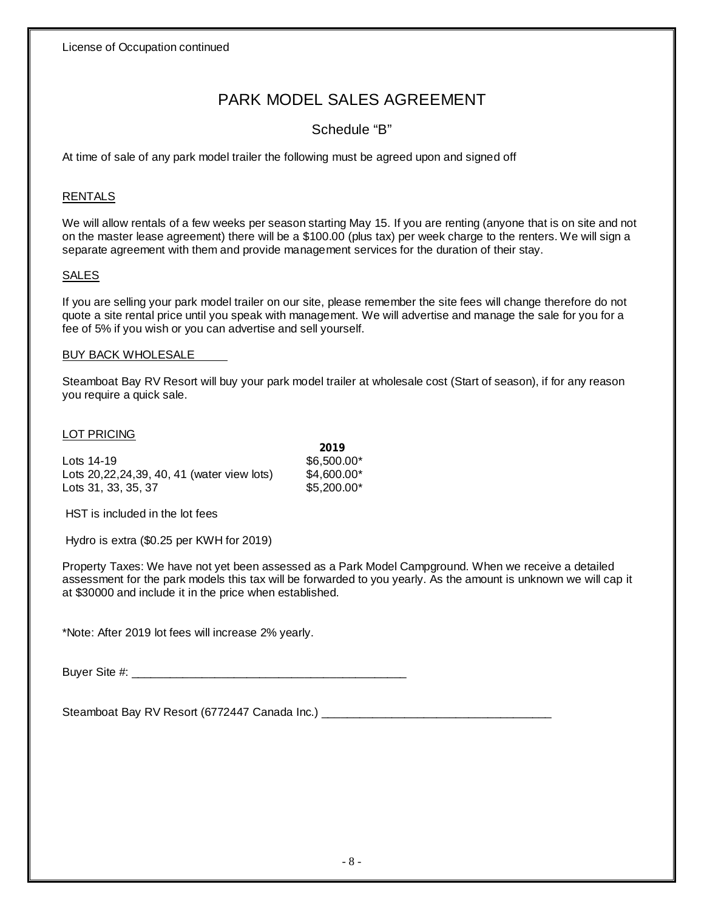License of Occupation continued

# PARK MODEL SALES AGREEMENT

## Schedule "B"

At time of sale of any park model trailer the following must be agreed upon and signed off

### RENTALS

We will allow rentals of a few weeks per season starting May 15. If you are renting (anyone that is on site and not on the master lease agreement) there will be a $100.00 (plus tax) per week charge to the renters. We will sign a separate agreement with them and provide management services for the duration of their stay.

### SALES

If you are selling your park model trailer on our site, please remember the site fees will change therefore do not quote a site rental price until you speak with management. We will advertise and manage the sale for you for a fee of 5% if you wish or you can advertise and sell yourself.

### BUY BACK WHOLESALE

Steamboat Bay RV Resort will buy your park model trailer at wholesale cost (Start of season), if for any reason you require a quick sale.

### LOT PRICING

| | 2019 |
|---|---|
| Lots 14-19 | $6,500.00* |
| Lots 20,22,24,39, 40, 41 (water view lots) | $4,600.00* |
| Lots 31, 33, 35, 37 | $5,200.00* |

HST is included in the lot fees

Hydro is extra ($0.25 per KWH for 2019)

Property Taxes: We have not yet been assessed as a Park Model Campground. When we receive a detailed assessment for the park models this tax will be forwarded to you yearly. As the amount is unknown we will cap it at $30000 and include it in the price when established.

*Note: After 2019 lot fees will increase 2% yearly.

Buyer Site #: ___________________________________________

Steamboat Bay RV Resort (6772447 Canada Inc.) ___________________________________